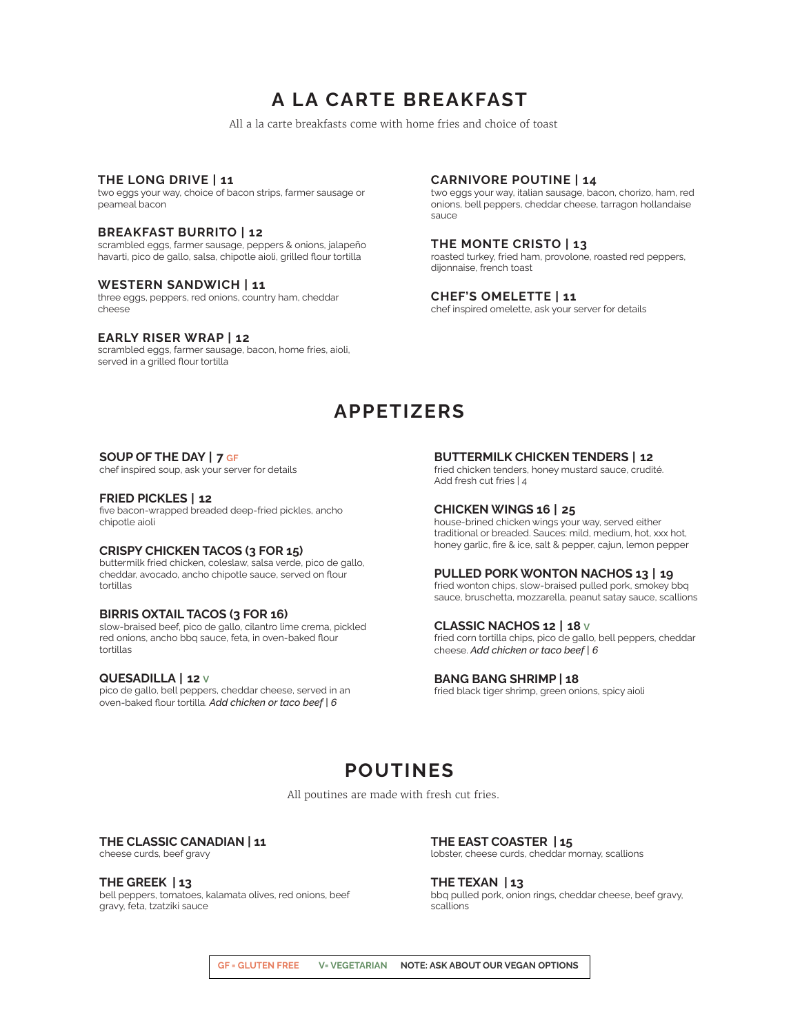# A LA CARTE BREAKFAST

All a la carte breakfasts come with home fries and choice of toast

**THE LONG DRIVE | 11**
two eggs your way, choice of bacon strips, farmer sausage or peameal bacon

**BREAKFAST BURRITO | 12**
scrambled eggs, farmer sausage, peppers & onions, jalapeño havarti, pico de gallo, salsa, chipotle aioli, grilled flour tortilla

**WESTERN SANDWICH | 11**
three eggs, peppers, red onions, country ham, cheddar cheese

**EARLY RISER WRAP | 12**
scrambled eggs, farmer sausage, bacon, home fries, aioli, served in a grilled flour tortilla

**CARNIVORE POUTINE | 14**
two eggs your way, italian sausage, bacon, chorizo, ham, red onions, bell peppers, cheddar cheese, tarragon hollandaise sauce

**THE MONTE CRISTO | 13**
roasted turkey, fried ham, provolone, roasted red peppers, dijonnaise, french toast

**CHEF'S OMELETTE | 11**
chef inspired omelette, ask your server for details

# APPETIZERS

**SOUP OF THE DAY | 7** GF
chef inspired soup, ask your server for details

**FRIED PICKLES | 12**
five bacon-wrapped breaded deep-fried pickles, ancho chipotle aioli

**CRISPY CHICKEN TACOS (3 FOR 15)**
buttermilk fried chicken, coleslaw, salsa verde, pico de gallo, cheddar, avocado, ancho chipotle sauce, served on flour tortillas

**BIRRIS OXTAIL TACOS (3 FOR 16)**
slow-braised beef, pico de gallo, cilantro lime crema, pickled red onions, ancho bbq sauce, feta, in oven-baked flour tortillas

**QUESADILLA | 12** V
pico de gallo, bell peppers, cheddar cheese, served in an oven-baked flour tortilla. *Add chicken or taco beef | 6*

**BUTTERMILK CHICKEN TENDERS | 12**
fried chicken tenders, honey mustard sauce, crudité.
Add fresh cut fries | 4

**CHICKEN WINGS 16 | 25**
house-brined chicken wings your way, served either traditional or breaded. Sauces: mild, medium, hot, xxx hot, honey garlic, fire & ice, salt & pepper, cajun, lemon pepper

**PULLED PORK WONTON NACHOS 13 | 19**
fried wonton chips, slow-braised pulled pork, smokey bbq sauce, bruschetta, mozzarella, peanut satay sauce, scallions

**CLASSIC NACHOS 12 | 18** V
fried corn tortilla chips, pico de gallo, bell peppers, cheddar cheese. *Add chicken or taco beef | 6*

**BANG BANG SHRIMP | 18**
fried black tiger shrimp, green onions, spicy aioli

# POUTINES

All poutines are made with fresh cut fries.

**THE CLASSIC CANADIAN | 11**
cheese curds, beef gravy

**THE GREEK | 13**
bell peppers, tomatoes, kalamata olives, red onions, beef gravy, feta, tzatziki sauce

**THE EAST COASTER | 15**
lobster, cheese curds, cheddar mornay, scallions

**THE TEXAN | 13**
bbq pulled pork, onion rings, cheddar cheese, beef gravy, scallions

**GF = GLUTEN FREE    V= VEGETARIAN    NOTE: ASK ABOUT OUR VEGAN OPTIONS**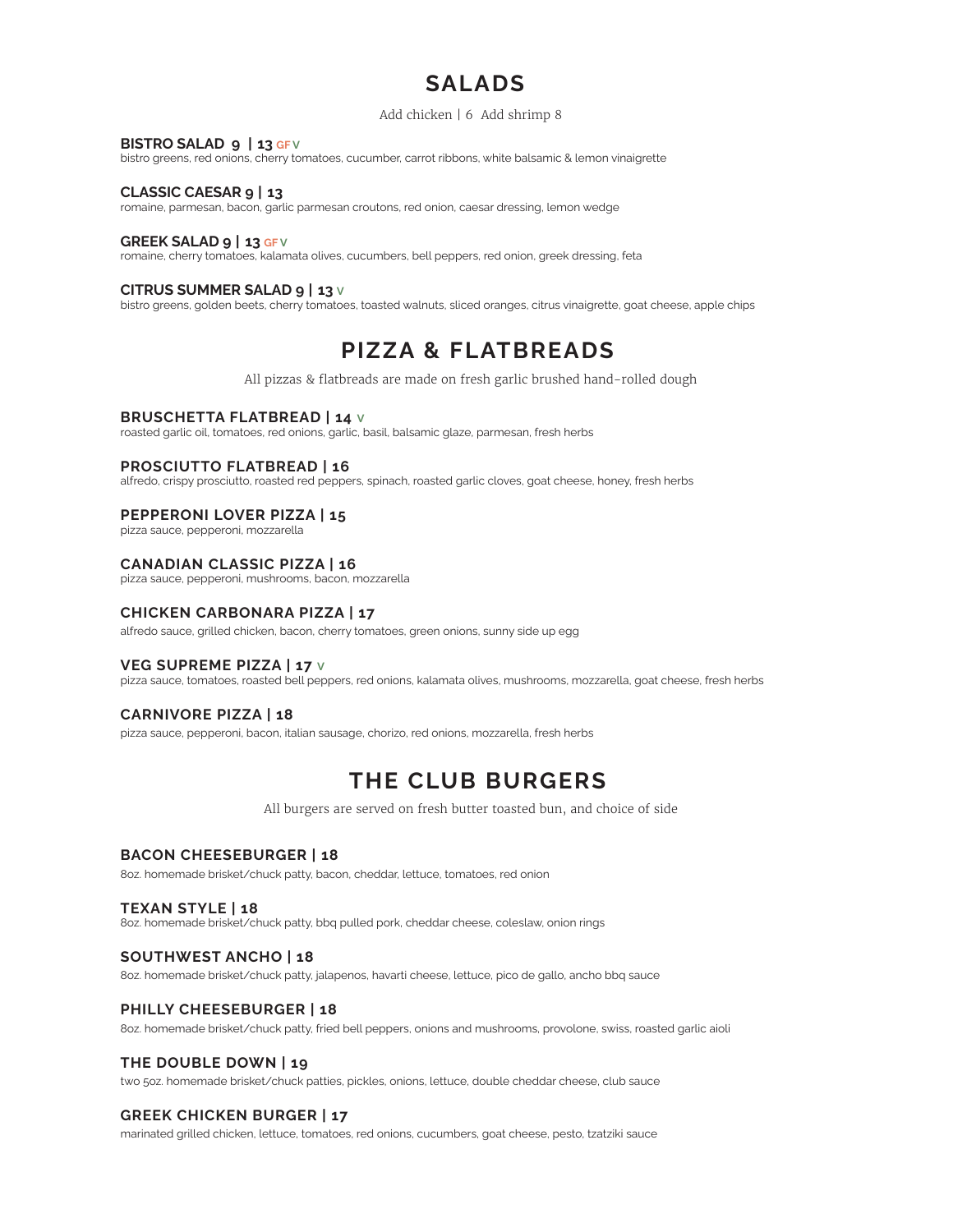# SALADS

Add chicken | 6 Add shrimp 8

**BISTRO SALAD 9 | 13** GF V
bistro greens, red onions, cherry tomatoes, cucumber, carrot ribbons, white balsamic & lemon vinaigrette

**CLASSIC CAESAR 9 | 13**
romaine, parmesan, bacon, garlic parmesan croutons, red onion, caesar dressing, lemon wedge

**GREEK SALAD 9 | 13** GF V
romaine, cherry tomatoes, kalamata olives, cucumbers, bell peppers, red onion, greek dressing, feta

**CITRUS SUMMER SALAD 9 | 13** V
bistro greens, golden beets, cherry tomatoes, toasted walnuts, sliced oranges, citrus vinaigrette, goat cheese, apple chips

# PIZZA & FLATBREADS

All pizzas & flatbreads are made on fresh garlic brushed hand-rolled dough

**BRUSCHETTA FLATBREAD | 14** V
roasted garlic oil, tomatoes, red onions, garlic, basil, balsamic glaze, parmesan, fresh herbs

**PROSCIUTTO FLATBREAD | 16**
alfredo, crispy prosciutto, roasted red peppers, spinach, roasted garlic cloves, goat cheese, honey, fresh herbs

**PEPPERONI LOVER PIZZA | 15**
pizza sauce, pepperoni, mozzarella

**CANADIAN CLASSIC PIZZA | 16**
pizza sauce, pepperoni, mushrooms, bacon, mozzarella

**CHICKEN CARBONARA PIZZA | 17**
alfredo sauce, grilled chicken, bacon, cherry tomatoes, green onions, sunny side up egg

**VEG SUPREME PIZZA | 17** V
pizza sauce, tomatoes, roasted bell peppers, red onions, kalamata olives, mushrooms, mozzarella, goat cheese, fresh herbs

**CARNIVORE PIZZA | 18**
pizza sauce, pepperoni, bacon, italian sausage, chorizo, red onions, mozzarella, fresh herbs

# THE CLUB BURGERS

All burgers are served on fresh butter toasted bun, and choice of side

**BACON CHEESEBURGER | 18**
8oz. homemade brisket/chuck patty, bacon, cheddar, lettuce, tomatoes, red onion

**TEXAN STYLE | 18**
8oz. homemade brisket/chuck patty, bbq pulled pork, cheddar cheese, coleslaw, onion rings

**SOUTHWEST ANCHO | 18**
8oz. homemade brisket/chuck patty, jalapenos, havarti cheese, lettuce, pico de gallo, ancho bbq sauce

**PHILLY CHEESEBURGER | 18**
8oz. homemade brisket/chuck patty, fried bell peppers, onions and mushrooms, provolone, swiss, roasted garlic aioli

**THE DOUBLE DOWN | 19**
two 5oz. homemade brisket/chuck patties, pickles, onions, lettuce, double cheddar cheese, club sauce

**GREEK CHICKEN BURGER | 17**
marinated grilled chicken, lettuce, tomatoes, red onions, cucumbers, goat cheese, pesto, tzatziki sauce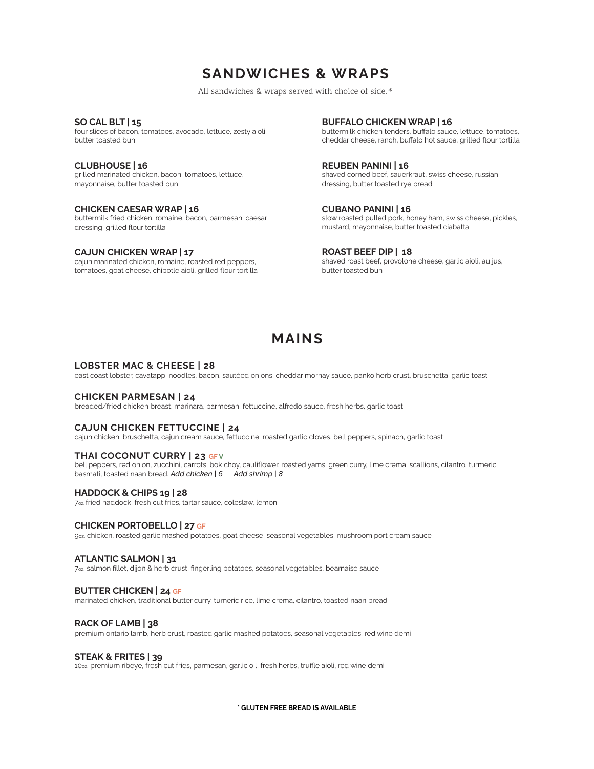# SANDWICHES & WRAPS

All sandwiches & wraps served with choice of side.*

**SO CAL BLT | 15**
four slices of bacon, tomatoes, avocado, lettuce, zesty aioli, butter toasted bun

**CLUBHOUSE | 16**
grilled marinated chicken, bacon, tomatoes, lettuce, mayonnaise, butter toasted bun

**CHICKEN CAESAR WRAP | 16**
buttermilk fried chicken, romaine, bacon, parmesan, caesar dressing, grilled flour tortilla

**CAJUN CHICKEN WRAP | 17**
cajun marinated chicken, romaine, roasted red peppers, tomatoes, goat cheese, chipotle aioli, grilled flour tortilla

**BUFFALO CHICKEN WRAP | 16**
buttermilk chicken tenders, buffalo sauce, lettuce, tomatoes, cheddar cheese, ranch, buffalo hot sauce, grilled flour tortilla

**REUBEN PANINI | 16**
shaved corned beef, sauerkraut, swiss cheese, russian dressing, butter toasted rye bread

**CUBANO PANINI | 16**
slow roasted pulled pork, honey ham, swiss cheese, pickles, mustard, mayonnaise, butter toasted ciabatta

**ROAST BEEF DIP | 18**
shaved roast beef, provolone cheese, garlic aioli, au jus, butter toasted bun

# MAINS

**LOBSTER MAC & CHEESE | 28**
east coast lobster, cavatappi noodles, bacon, sautéed onions, cheddar mornay sauce, panko herb crust, bruschetta, garlic toast

**CHICKEN PARMESAN | 24**
breaded/fried chicken breast, marinara, parmesan, fettuccine, alfredo sauce, fresh herbs, garlic toast

**CAJUN CHICKEN FETTUCCINE | 24**
cajun chicken, bruschetta, cajun cream sauce, fettuccine, roasted garlic cloves, bell peppers, spinach, garlic toast

**THAI COCONUT CURRY | 23** GF V
bell peppers, red onion, zucchini, carrots, bok choy, cauliflower, roasted yams, green curry, lime crema, scallions, cilantro, turmeric basmati, toasted naan bread. *Add chicken | 6* *Add shrimp | 8*

**HADDOCK & CHIPS 19 | 28**
7oz fried haddock, fresh cut fries, tartar sauce, coleslaw, lemon

**CHICKEN PORTOBELLO | 27** GF
9oz. chicken, roasted garlic mashed potatoes, goat cheese, seasonal vegetables, mushroom port cream sauce

**ATLANTIC SALMON | 31**
7oz. salmon fillet, dijon & herb crust, fingerling potatoes, seasonal vegetables, bearnaise sauce

**BUTTER CHICKEN | 24** GF
marinated chicken, traditional butter curry, tumeric rice, lime crema, cilantro, toasted naan bread

**RACK OF LAMB | 38**
premium ontario lamb, herb crust, roasted garlic mashed potatoes, seasonal vegetables, red wine demi

**STEAK & FRITES | 39**
10oz. premium ribeye, fresh cut fries, parmesan, garlic oil, fresh herbs, truffle aioli, red wine demi

**\* GLUTEN FREE BREAD IS AVAILABLE**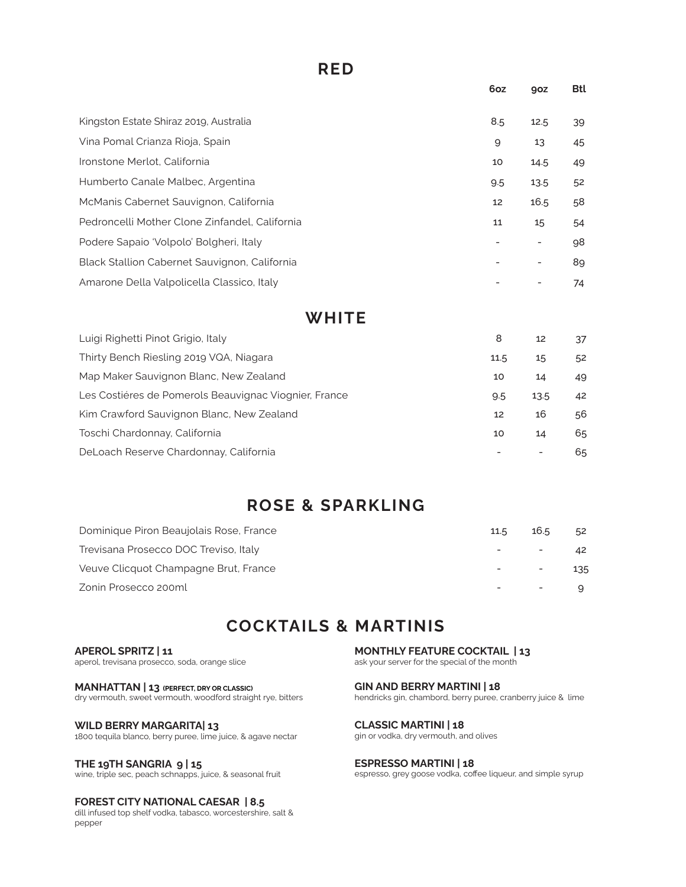## RED

| | 6oz | 9oz | Btl |
|---|---|---|---|
| Kingston Estate Shiraz 2019, Australia | 8.5 | 12.5 | 39 |
| Vina Pomal Crianza Rioja, Spain | 9 | 13 | 45 |
| Ironstone Merlot, California | 10 | 14.5 | 49 |
| Humberto Canale Malbec, Argentina | 9.5 | 13.5 | 52 |
| McManis Cabernet Sauvignon, California | 12 | 16.5 | 58 |
| Pedroncelli Mother Clone Zinfandel, California | 11 | 15 | 54 |
| Podere Sapaio 'Volpolo' Bolgheri, Italy | - | - | 98 |
| Black Stallion Cabernet Sauvignon, California | - | - | 89 |
| Amarone Della Valpolicella Classico, Italy | - | - | 74 |

## WHITE

| | | | |
|---|---|---|---|
| Luigi Righetti Pinot Grigio, Italy | 8 | 12 | 37 |
| Thirty Bench Riesling 2019 VQA, Niagara | 11.5 | 15 | 52 |
| Map Maker Sauvignon Blanc, New Zealand | 10 | 14 | 49 |
| Les Costiéres de Pomerols Beauvignac Viognier, France | 9.5 | 13.5 | 42 |
| Kim Crawford Sauvignon Blanc, New Zealand | 12 | 16 | 56 |
| Toschi Chardonnay, California | 10 | 14 | 65 |
| DeLoach Reserve Chardonnay, California | - | - | 65 |

## ROSE & SPARKLING

| | | | |
|---|---|---|---|
| Dominique Piron Beaujolais Rose, France | 11.5 | 16.5 | 52 |
| Trevisana Prosecco DOC Treviso, Italy | - | - | 42 |
| Veuve Clicquot Champagne Brut, France | - | - | 135 |
| Zonin Prosecco 200ml | - | - | 9 |

## COCKTAILS & MARTINIS

**APEROL SPRITZ | 11**
aperol, trevisana prosecco, soda, orange slice

**MANHATTAN | 13 (PERFECT, DRY OR CLASSIC)**
dry vermouth, sweet vermouth, woodford straight rye, bitters

**WILD BERRY MARGARITA| 13**
1800 tequila blanco, berry puree, lime juice, & agave nectar

**THE 19TH SANGRIA 9 | 15**
wine, triple sec, peach schnapps, juice, & seasonal fruit

**FOREST CITY NATIONAL CAESAR | 8.5**
dill infused top shelf vodka, tabasco, worcestershire, salt & pepper

**MONTHLY FEATURE COCKTAIL | 13**
ask your server for the special of the month

**GIN AND BERRY MARTINI | 18**
hendricks gin, chambord, berry puree, cranberry juice & lime

**CLASSIC MARTINI | 18**
gin or vodka, dry vermouth, and olives

**ESPRESSO MARTINI | 18**
espresso, grey goose vodka, coffee liqueur, and simple syrup